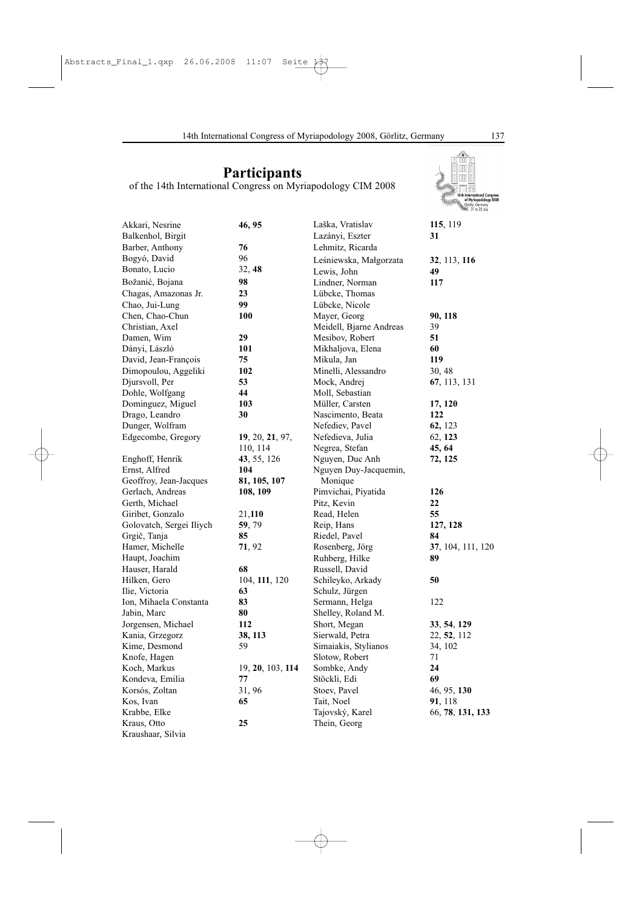# Participants

of the 14th International Congress on Myriapodology CIM 2008

| Name | Pages |
|---|---|
| Akkari, Nesrine | **46, 95** |
| Balkenhol, Birgit | |
| Barber, Anthony | **76** |
| Bogyó, David | 96 |
| Bonato, Lucio | 32, **48** |
| Božanić, Bojana | **98** |
| Chagas, Amazonas Jr. | **23** |
| Chao, Jui-Lung | **99** |
| Chen, Chao-Chun | **100** |
| Christian, Axel | |
| Damen, Wim | **29** |
| Dányi, László | **101** |
| David, Jean-François | **75** |
| Dimopoulou, Aggeliki | **102** |
| Djursvoll, Per | **53** |
| Dohle, Wolfgang | **44** |
| Dominguez, Miguel | **103** |
| Drago, Leandro | **30** |
| Dunger, Wolfram | |
| Edgecombe, Gregory | **19**, 20, **21**, 97, 110, 114 |
| Enghoff, Henrik | **43**, 55, 126 |
| Ernst, Alfred | **104** |
| Geoffroy, Jean-Jacques | **81, 105, 107** |
| Gerlach, Andreas | **108, 109** |
| Gerth, Michael | |
| Giribet, Gonzalo | 21,**110** |
| Golovatch, Sergei Iliych | **59**, 79 |
| Grgič, Tanja | **85** |
| Hamer, Michelle | **71**, 92 |
| Haupt, Joachim | |
| Hauser, Harald | **68** |
| Hilken, Gero | 104, **111**, 120 |
| Ilie, Victoria | **63** |
| Ion, Mihaela Constanta | **83** |
| Jabin, Marc | **80** |
| Jorgensen, Michael | **112** |
| Kania, Grzegorz | **38, 113** |
| Kime, Desmond | 59 |
| Knofe, Hagen | |
| Koch, Markus | 19, **20**, 103, **114** |
| Kondeva, Emilia | **77** |
| Korsós, Zoltan | 31, 96 |
| Kos, Ivan | **65** |
| Krabbe, Elke | |
| Kraus, Otto | **25** |
| Kraushaar, Silvia | |
| Laška, Vratislav | **115**, 119 |
| Lazányi, Eszter | **31** |
| Lehmitz, Ricarda | |
| Leśniewska, Małgorzata | **32**, 113, **116** |
| Lewis, John | **49** |
| Lindner, Norman | **117** |
| Lübcke, Thomas | |
| Lübcke, Nicole | |
| Mayer, Georg | **90, 118** |
| Meidell, Bjarne Andreas | 39 |
| Mesibov, Robert | **51** |
| Mikhaljova, Elena | **60** |
| Mikula, Jan | **119** |
| Minelli, Alessandro | 30, 48 |
| Mock, Andrej | **67**, 113, 131 |
| Moll, Sebastian | |
| Müller, Carsten | **17, 120** |
| Nascimento, Beata | **122** |
| Nefediev, Pavel | **62,** 123 |
| Nefedieva, Julia | 62, **123** |
| Negrea, Stefan | **45, 64** |
| Nguyen, Duc Anh | **72, 125** |
| Nguyen Duy-Jacquemin, Monique | |
| Pimvichai, Piyatida | **126** |
| Pitz, Kevin | **22** |
| Read, Helen | **55** |
| Reip, Hans | **127, 128** |
| Riedel, Pavel | **84** |
| Rosenberg, Jörg | **37**, 104, 111, 120 |
| Ruhberg, Hilke | **89** |
| Russell, David | |
| Schileyko, Arkady | **50** |
| Schulz, Jürgen | |
| Sermann, Helga | 122 |
| Shelley, Roland M. | |
| Short, Megan | **33**, **54**, **129** |
| Sierwald, Petra | 22, **52**, 112 |
| Simaiakis, Stylianos | 34, 102 |
| Slotow, Robert | 71 |
| Sombke, Andy | **24** |
| Stöckli, Edi | **69** |
| Stoev, Pavel | 46, 95, **130** |
| Tait, Noel | **91**, 118 |
| Tajovský, Karel | 66, **78**, **131, 133** |
| Thein, Georg | |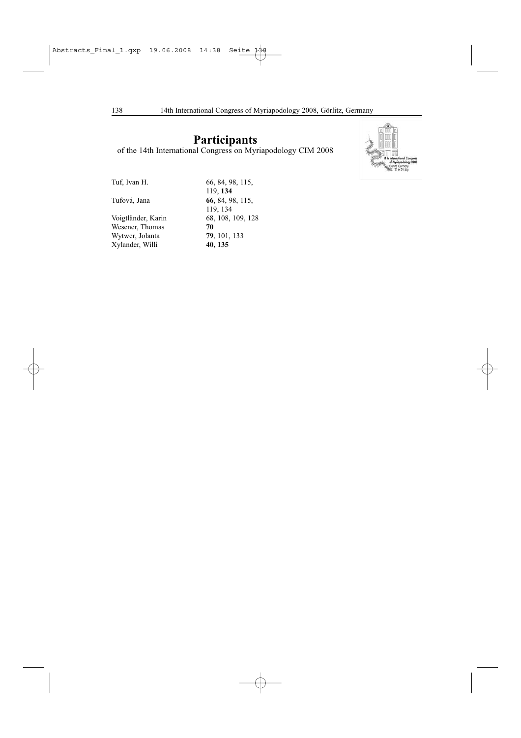# Participants

of the 14th International Congress on Myriapodology CIM 2008

| | |
|---|---|
| Tuf, Ivan H. | 66, 84, 98, 115, 119, **134** |
| Tufová, Jana | **66**, 84, 98, 115, 119, 134 |
| Voigtländer, Karin | 68, 108, 109, 128 |
| Wesener, Thomas | **70** |
| Wytwer, Jolanta | **79**, 101, 133 |
| Xylander, Willi | **40, 135** |